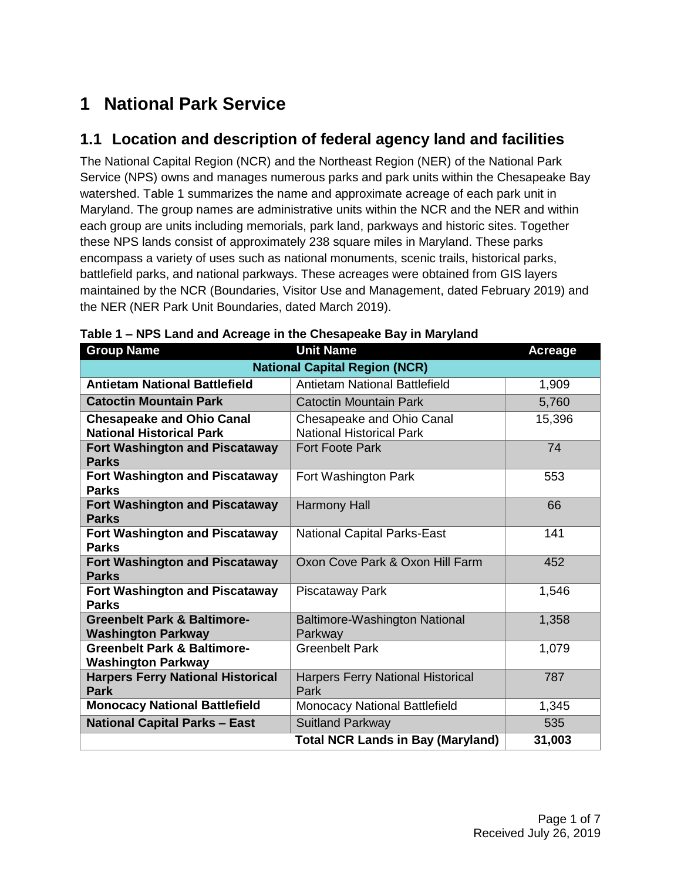# 1 National Park Service

## 1.1 Location and description of federal agency land and facilities

The National Capital Region (NCR) and the Northeast Region (NER) of the National Park Service (NPS) owns and manages numerous parks and park units within the Chesapeake Bay watershed. Table 1 summarizes the name and approximate acreage of each park unit in Maryland. The group names are administrative units within the NCR and the NER and within each group are units including memorials, park land, parkways and historic sites. Together these NPS lands consist of approximately 238 square miles in Maryland. These parks encompass a variety of uses such as national monuments, scenic trails, historical parks, battlefield parks, and national parkways. These acreages were obtained from GIS layers maintained by the NCR (Boundaries, Visitor Use and Management, dated February 2019) and the NER (NER Park Unit Boundaries, dated March 2019).

**Table 1 – NPS Land and Acreage in the Chesapeake Bay in Maryland**

| Group Name | Unit Name | Acreage |
|---|---|---|
| **National Capital Region (NCR)** | | |
| **Antietam National Battlefield** | Antietam National Battlefield | 1,909 |
| **Catoctin Mountain Park** | Catoctin Mountain Park | 5,760 |
| **Chesapeake and Ohio Canal National Historical Park** | Chesapeake and Ohio Canal National Historical Park | 15,396 |
| **Fort Washington and Piscataway Parks** | Fort Foote Park | 74 |
| **Fort Washington and Piscataway Parks** | Fort Washington Park | 553 |
| **Fort Washington and Piscataway Parks** | Harmony Hall | 66 |
| **Fort Washington and Piscataway Parks** | National Capital Parks-East | 141 |
| **Fort Washington and Piscataway Parks** | Oxon Cove Park & Oxon Hill Farm | 452 |
| **Fort Washington and Piscataway Parks** | Piscataway Park | 1,546 |
| **Greenbelt Park & Baltimore-Washington Parkway** | Baltimore-Washington National Parkway | 1,358 |
| **Greenbelt Park & Baltimore-Washington Parkway** | Greenbelt Park | 1,079 |
| **Harpers Ferry National Historical Park** | Harpers Ferry National Historical Park | 787 |
| **Monocacy National Battlefield** | Monocacy National Battlefield | 1,345 |
| **National Capital Parks – East** | Suitland Parkway | 535 |
| | **Total NCR Lands in Bay (Maryland)** | **31,003** |

Received July 26, 2019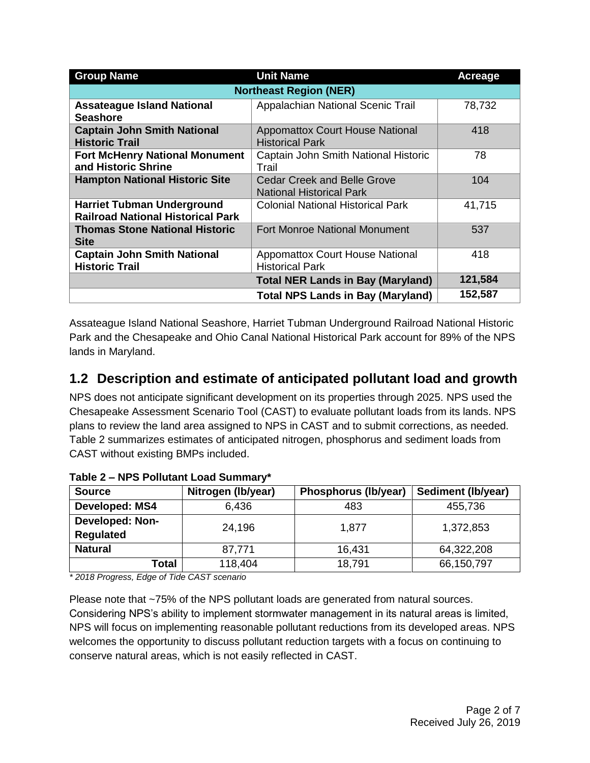| Group Name | Unit Name | Acreage |
| --- | --- | --- |
| **Northeast Region (NER)** | | |
| **Assateague Island National Seashore** | Appalachian National Scenic Trail | 78,732 |
| **Captain John Smith National Historic Trail** | Appomattox Court House National Historical Park | 418 |
| **Fort McHenry National Monument and Historic Shrine** | Captain John Smith National Historic Trail | 78 |
| **Hampton National Historic Site** | Cedar Creek and Belle Grove National Historical Park | 104 |
| **Harriet Tubman Underground Railroad National Historical Park** | Colonial National Historical Park | 41,715 |
| **Thomas Stone National Historic Site** | Fort Monroe National Monument | 537 |
| **Captain John Smith National Historic Trail** | Appomattox Court House National Historical Park | 418 |
| | **Total NER Lands in Bay (Maryland)** | **121,584** |
| | **Total NPS Lands in Bay (Maryland)** | **152,587** |

Assateague Island National Seashore, Harriet Tubman Underground Railroad National Historic Park and the Chesapeake and Ohio Canal National Historical Park account for 89% of the NPS lands in Maryland.

## 1.2 Description and estimate of anticipated pollutant load and growth

NPS does not anticipate significant development on its properties through 2025. NPS used the Chesapeake Assessment Scenario Tool (CAST) to evaluate pollutant loads from its lands. NPS plans to review the land area assigned to NPS in CAST and to submit corrections, as needed. Table 2 summarizes estimates of anticipated nitrogen, phosphorus and sediment loads from CAST without existing BMPs included.

**Table 2 – NPS Pollutant Load Summary***

| Source | Nitrogen (lb/year) | Phosphorus (lb/year) | Sediment (lb/year) |
| --- | --- | --- | --- |
| **Developed: MS4** | 6,436 | 483 | 455,736 |
| **Developed: Non-Regulated** | 24,196 | 1,877 | 1,372,853 |
| **Natural** | 87,771 | 16,431 | 64,322,208 |
| **Total** | 118,404 | 18,791 | 66,150,797 |

*\* 2018 Progress, Edge of Tide CAST scenario*

Please note that ~75% of the NPS pollutant loads are generated from natural sources. Considering NPS's ability to implement stormwater management in its natural areas is limited, NPS will focus on implementing reasonable pollutant reductions from its developed areas. NPS welcomes the opportunity to discuss pollutant reduction targets with a focus on continuing to conserve natural areas, which is not easily reflected in CAST.

Received July 26, 2019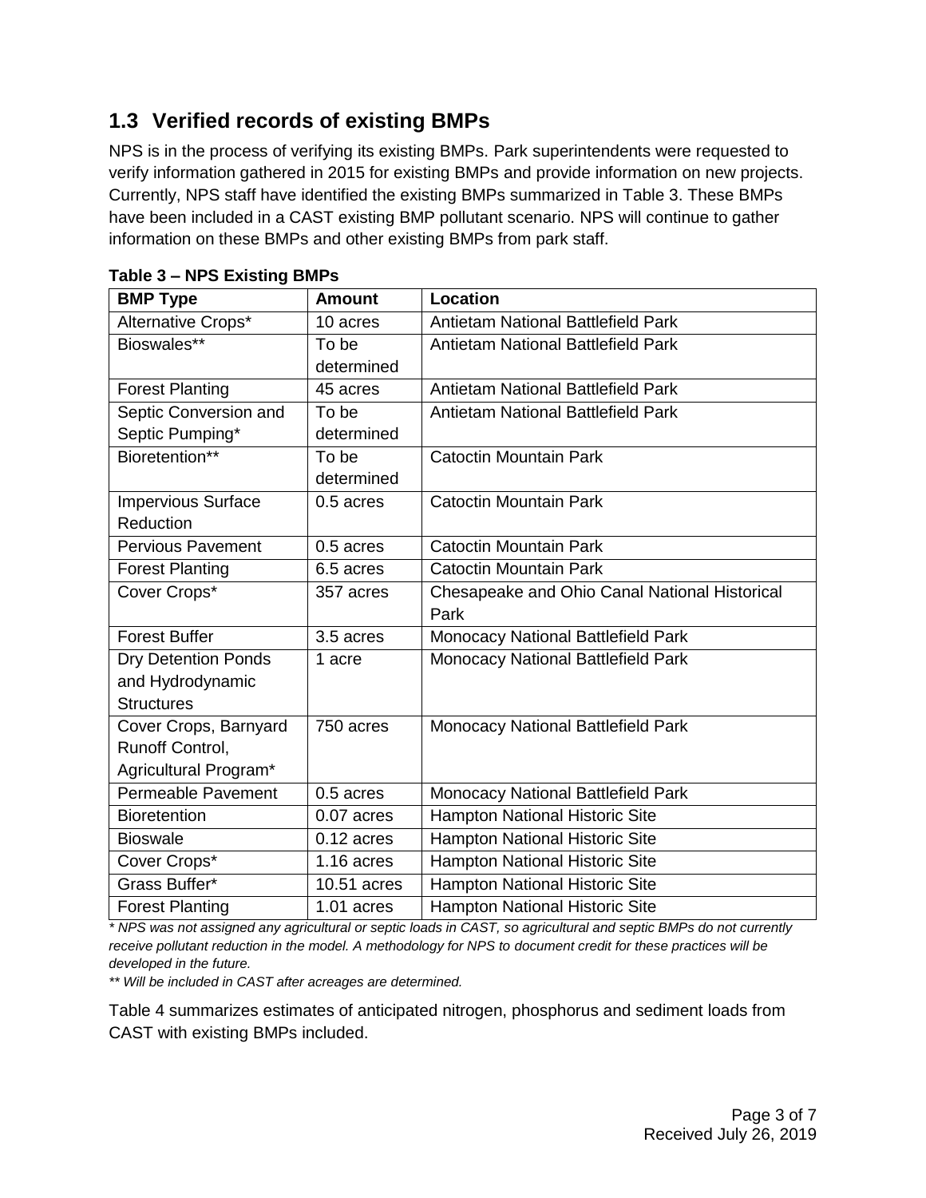## 1.3 Verified records of existing BMPs

NPS is in the process of verifying its existing BMPs. Park superintendents were requested to verify information gathered in 2015 for existing BMPs and provide information on new projects. Currently, NPS staff have identified the existing BMPs summarized in Table 3. These BMPs have been included in a CAST existing BMP pollutant scenario. NPS will continue to gather information on these BMPs and other existing BMPs from park staff.

**Table 3 – NPS Existing BMPs**

| BMP Type | Amount | Location |
|---|---|---|
| Alternative Crops* | 10 acres | Antietam National Battlefield Park |
| Bioswales** | To be determined | Antietam National Battlefield Park |
| Forest Planting | 45 acres | Antietam National Battlefield Park |
| Septic Conversion and Septic Pumping* | To be determined | Antietam National Battlefield Park |
| Bioretention** | To be determined | Catoctin Mountain Park |
| Impervious Surface Reduction | 0.5 acres | Catoctin Mountain Park |
| Pervious Pavement | 0.5 acres | Catoctin Mountain Park |
| Forest Planting | 6.5 acres | Catoctin Mountain Park |
| Cover Crops* | 357 acres | Chesapeake and Ohio Canal National Historical Park |
| Forest Buffer | 3.5 acres | Monocacy National Battlefield Park |
| Dry Detention Ponds and Hydrodynamic Structures | 1 acre | Monocacy National Battlefield Park |
| Cover Crops, Barnyard Runoff Control, Agricultural Program* | 750 acres | Monocacy National Battlefield Park |
| Permeable Pavement | 0.5 acres | Monocacy National Battlefield Park |
| Bioretention | 0.07 acres | Hampton National Historic Site |
| Bioswale | 0.12 acres | Hampton National Historic Site |
| Cover Crops* | 1.16 acres | Hampton National Historic Site |
| Grass Buffer* | 10.51 acres | Hampton National Historic Site |
| Forest Planting | 1.01 acres | Hampton National Historic Site |

*\* NPS was not assigned any agricultural or septic loads in CAST, so agricultural and septic BMPs do not currently receive pollutant reduction in the model. A methodology for NPS to document credit for these practices will be developed in the future.*

*\*\* Will be included in CAST after acreages are determined.*

Table 4 summarizes estimates of anticipated nitrogen, phosphorus and sediment loads from CAST with existing BMPs included.

Received July 26, 2019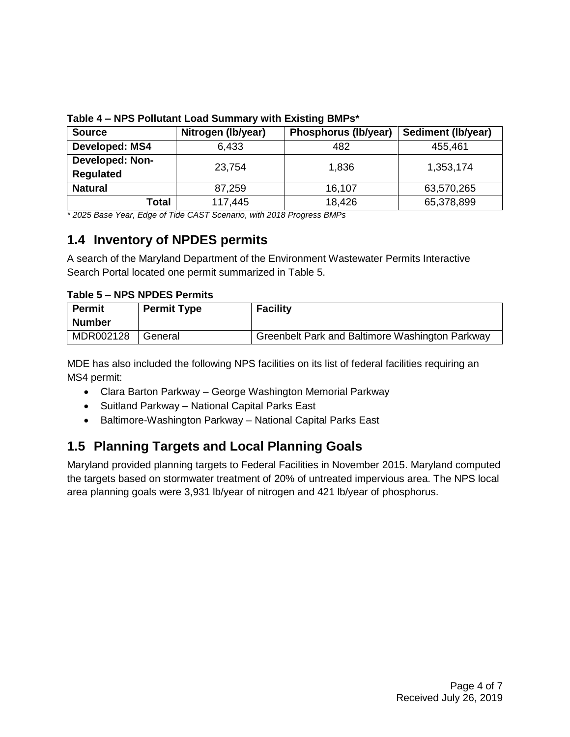**Table 4 – NPS Pollutant Load Summary with Existing BMPs***

| Source | Nitrogen (lb/year) | Phosphorus (lb/year) | Sediment (lb/year) |
|---|---|---|---|
| **Developed: MS4** | 6,433 | 482 | 455,461 |
| **Developed: Non-Regulated** | 23,754 | 1,836 | 1,353,174 |
| **Natural** | 87,259 | 16,107 | 63,570,265 |
| **Total** | 117,445 | 18,426 | 65,378,899 |

*\* 2025 Base Year, Edge of Tide CAST Scenario, with 2018 Progress BMPs*

## 1.4 Inventory of NPDES permits

A search of the Maryland Department of the Environment Wastewater Permits Interactive Search Portal located one permit summarized in Table 5.

**Table 5 – NPS NPDES Permits**

| Permit Number | Permit Type | Facility |
|---|---|---|
| MDR002128 | General | Greenbelt Park and Baltimore Washington Parkway |

MDE has also included the following NPS facilities on its list of federal facilities requiring an MS4 permit:

- Clara Barton Parkway – George Washington Memorial Parkway
- Suitland Parkway – National Capital Parks East
- Baltimore-Washington Parkway – National Capital Parks East

## 1.5 Planning Targets and Local Planning Goals

Maryland provided planning targets to Federal Facilities in November 2015. Maryland computed the targets based on stormwater treatment of 20% of untreated impervious area. The NPS local area planning goals were 3,931 lb/year of nitrogen and 421 lb/year of phosphorus.

Received July 26, 2019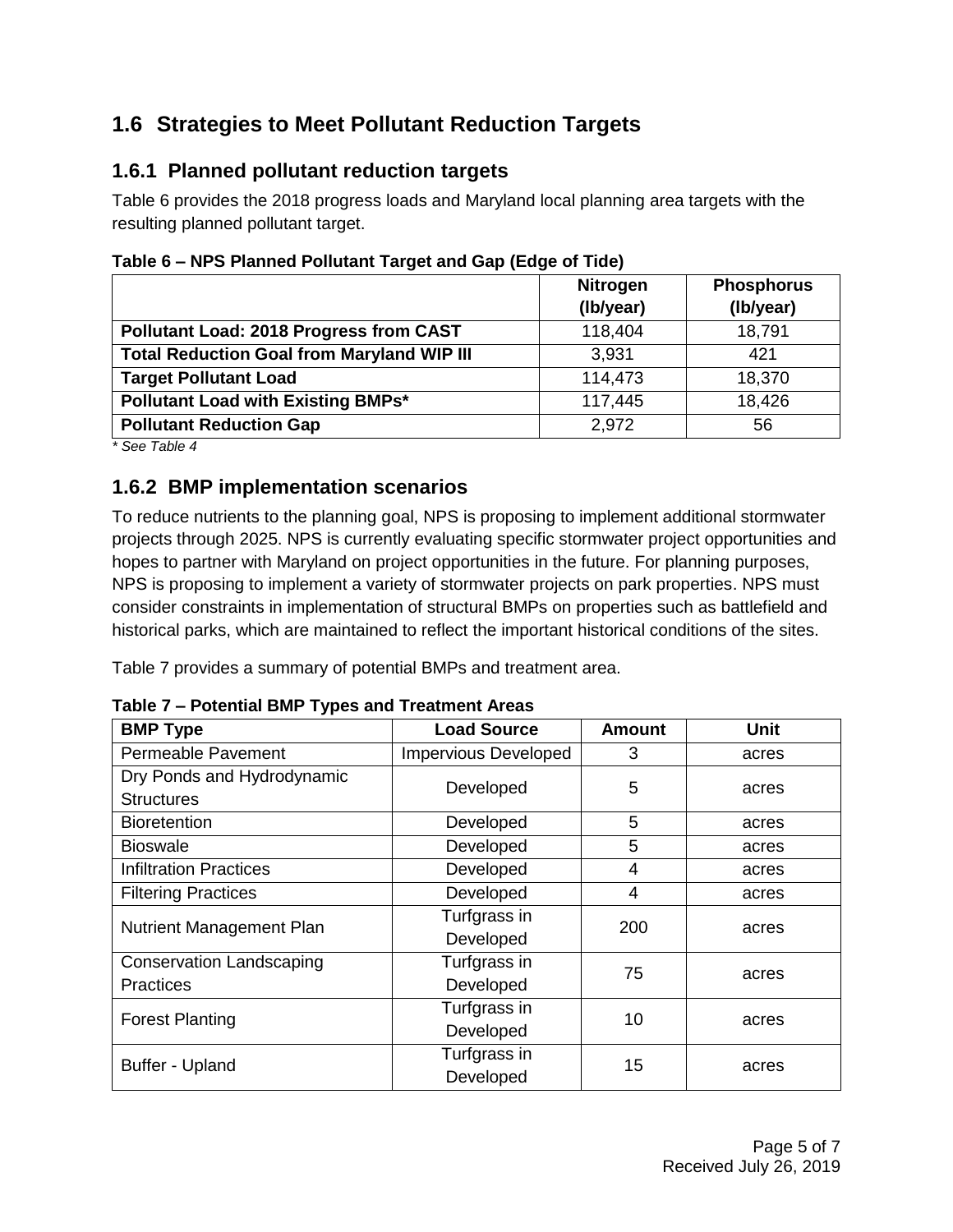## 1.6 Strategies to Meet Pollutant Reduction Targets

### 1.6.1 Planned pollutant reduction targets

Table 6 provides the 2018 progress loads and Maryland local planning area targets with the resulting planned pollutant target.

**Table 6 – NPS Planned Pollutant Target and Gap (Edge of Tide)**

| | Nitrogen (lb/year) | Phosphorus (lb/year) |
|---|---|---|
| **Pollutant Load: 2018 Progress from CAST** | 118,404 | 18,791 |
| **Total Reduction Goal from Maryland WIP III** | 3,931 | 421 |
| **Target Pollutant Load** | 114,473 | 18,370 |
| **Pollutant Load with Existing BMPs*** | 117,445 | 18,426 |
| **Pollutant Reduction Gap** | 2,972 | 56 |

*\* See Table 4*

### 1.6.2 BMP implementation scenarios

To reduce nutrients to the planning goal, NPS is proposing to implement additional stormwater projects through 2025. NPS is currently evaluating specific stormwater project opportunities and hopes to partner with Maryland on project opportunities in the future. For planning purposes, NPS is proposing to implement a variety of stormwater projects on park properties. NPS must consider constraints in implementation of structural BMPs on properties such as battlefield and historical parks, which are maintained to reflect the important historical conditions of the sites.

Table 7 provides a summary of potential BMPs and treatment area.

**Table 7 – Potential BMP Types and Treatment Areas**

| BMP Type | Load Source | Amount | Unit |
|---|---|---|---|
| Permeable Pavement | Impervious Developed | 3 | acres |
| Dry Ponds and Hydrodynamic Structures | Developed | 5 | acres |
| Bioretention | Developed | 5 | acres |
| Bioswale | Developed | 5 | acres |
| Infiltration Practices | Developed | 4 | acres |
| Filtering Practices | Developed | 4 | acres |
| Nutrient Management Plan | Turfgrass in Developed | 200 | acres |
| Conservation Landscaping Practices | Turfgrass in Developed | 75 | acres |
| Forest Planting | Turfgrass in Developed | 10 | acres |
| Buffer - Upland | Turfgrass in Developed | 15 | acres |

Received July 26, 2019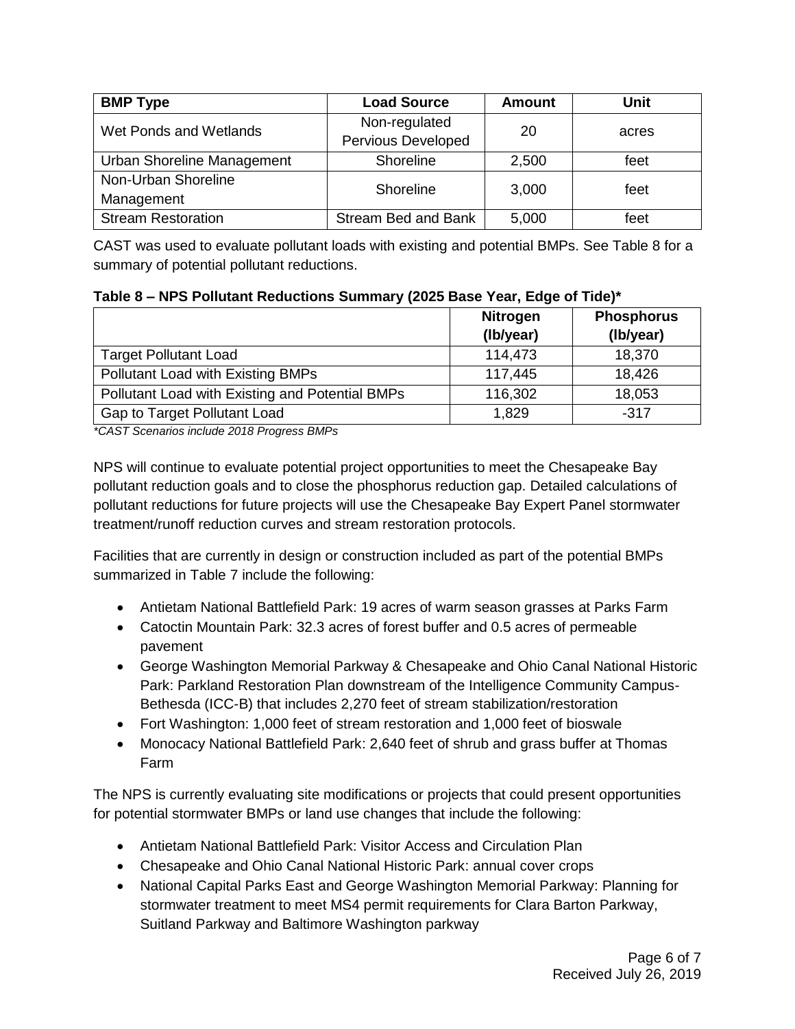| BMP Type | Load Source | Amount | Unit |
|---|---|---|---|
| Wet Ponds and Wetlands | Non-regulated Pervious Developed | 20 | acres |
| Urban Shoreline Management | Shoreline | 2,500 | feet |
| Non-Urban Shoreline Management | Shoreline | 3,000 | feet |
| Stream Restoration | Stream Bed and Bank | 5,000 | feet |

CAST was used to evaluate pollutant loads with existing and potential BMPs. See Table 8 for a summary of potential pollutant reductions.

**Table 8 – NPS Pollutant Reductions Summary (2025 Base Year, Edge of Tide)***

| | Nitrogen (lb/year) | Phosphorus (lb/year) |
|---|---|---|
| Target Pollutant Load | 114,473 | 18,370 |
| Pollutant Load with Existing BMPs | 117,445 | 18,426 |
| Pollutant Load with Existing and Potential BMPs | 116,302 | 18,053 |
| Gap to Target Pollutant Load | 1,829 | -317 |

*\*CAST Scenarios include 2018 Progress BMPs*

NPS will continue to evaluate potential project opportunities to meet the Chesapeake Bay pollutant reduction goals and to close the phosphorus reduction gap. Detailed calculations of pollutant reductions for future projects will use the Chesapeake Bay Expert Panel stormwater treatment/runoff reduction curves and stream restoration protocols.

Facilities that are currently in design or construction included as part of the potential BMPs summarized in Table 7 include the following:

- Antietam National Battlefield Park: 19 acres of warm season grasses at Parks Farm
- Catoctin Mountain Park: 32.3 acres of forest buffer and 0.5 acres of permeable pavement
- George Washington Memorial Parkway & Chesapeake and Ohio Canal National Historic Park: Parkland Restoration Plan downstream of the Intelligence Community Campus-Bethesda (ICC-B) that includes 2,270 feet of stream stabilization/restoration
- Fort Washington: 1,000 feet of stream restoration and 1,000 feet of bioswale
- Monocacy National Battlefield Park: 2,640 feet of shrub and grass buffer at Thomas Farm

The NPS is currently evaluating site modifications or projects that could present opportunities for potential stormwater BMPs or land use changes that include the following:

- Antietam National Battlefield Park: Visitor Access and Circulation Plan
- Chesapeake and Ohio Canal National Historic Park: annual cover crops
- National Capital Parks East and George Washington Memorial Parkway: Planning for stormwater treatment to meet MS4 permit requirements for Clara Barton Parkway, Suitland Parkway and Baltimore Washington parkway

Received July 26, 2019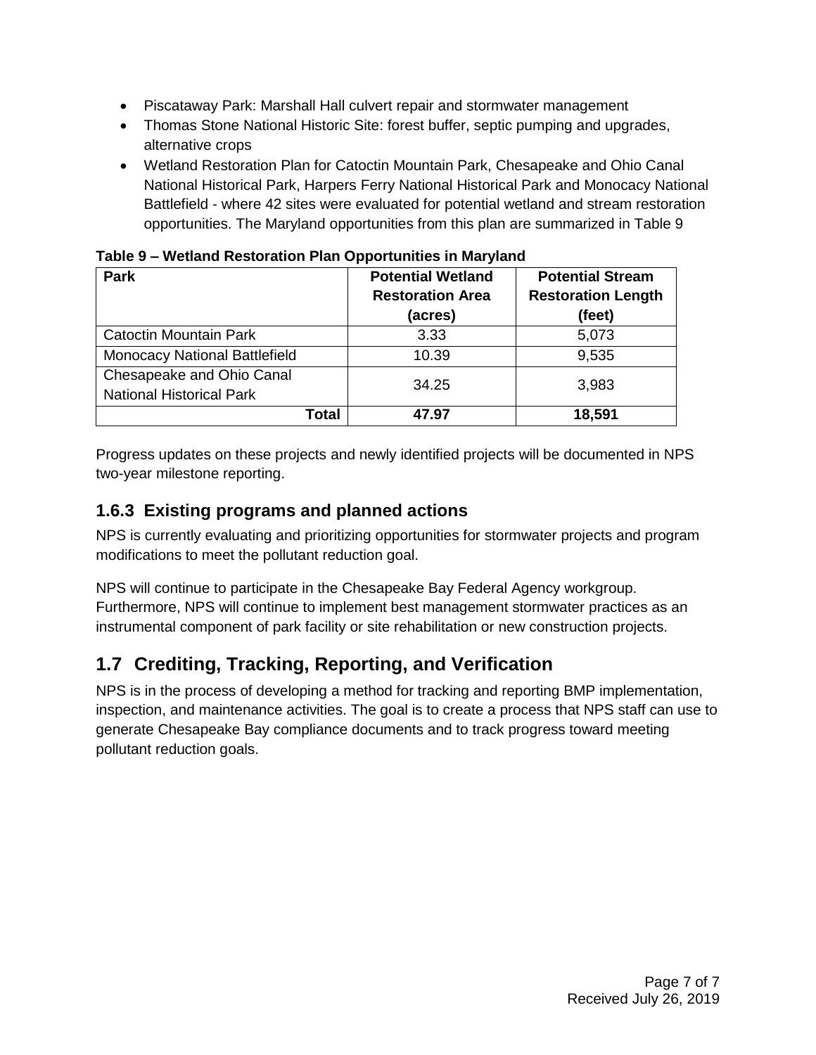- Piscataway Park: Marshall Hall culvert repair and stormwater management
- Thomas Stone National Historic Site: forest buffer, septic pumping and upgrades, alternative crops
- Wetland Restoration Plan for Catoctin Mountain Park, Chesapeake and Ohio Canal National Historical Park, Harpers Ferry National Historical Park and Monocacy National Battlefield - where 42 sites were evaluated for potential wetland and stream restoration opportunities. The Maryland opportunities from this plan are summarized in Table 9

**Table 9 – Wetland Restoration Plan Opportunities in Maryland**

| Park | Potential Wetland Restoration Area (acres) | Potential Stream Restoration Length (feet) |
|---|---|---|
| Catoctin Mountain Park | 3.33 | 5,073 |
| Monocacy National Battlefield | 10.39 | 9,535 |
| Chesapeake and Ohio Canal National Historical Park | 34.25 | 3,983 |
| **Total** | **47.97** | **18,591** |

Progress updates on these projects and newly identified projects will be documented in NPS two-year milestone reporting.

### 1.6.3 Existing programs and planned actions

NPS is currently evaluating and prioritizing opportunities for stormwater projects and program modifications to meet the pollutant reduction goal.

NPS will continue to participate in the Chesapeake Bay Federal Agency workgroup. Furthermore, NPS will continue to implement best management stormwater practices as an instrumental component of park facility or site rehabilitation or new construction projects.

## 1.7 Crediting, Tracking, Reporting, and Verification

NPS is in the process of developing a method for tracking and reporting BMP implementation, inspection, and maintenance activities. The goal is to create a process that NPS staff can use to generate Chesapeake Bay compliance documents and to track progress toward meeting pollutant reduction goals.

Received July 26, 2019